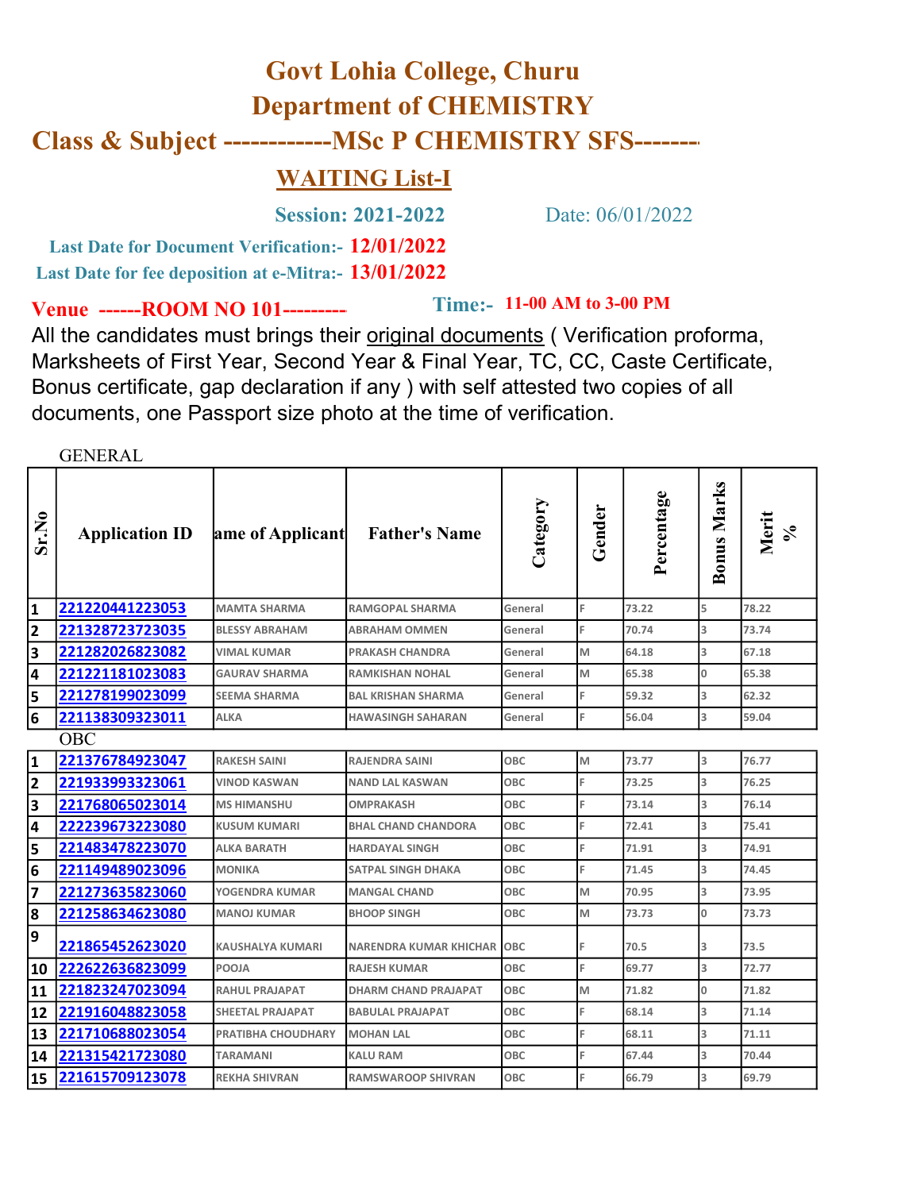# Govt Lohia College, Churu

## Department of CHEMISTRY

## Class & Subject ------------MSc P CHEMISTRY SFS-------

### WAITING List-I

**Session: 2021-2022** Date: 06/01/2022

**Last Date for Document Verification:- 12/01/2022**

**Last Date for fee deposition at e-Mitra:- 13/01/2022**

**Venue ------ROOM NO 101---------** **Time:- 11-00 AM to 3-00 PM**

All the candidates must brings their original documents ( Verification proforma, Marksheets of First Year, Second Year & Final Year, TC, CC, Caste Certificate, Bonus certificate, gap declaration if any ) with self attested two copies of all documents, one Passport size photo at the time of verification.

GENERAL

| Sr.No | Application ID | ame of Applicant | Father's Name | Category | Gender | Percentage | Bonus Marks | Merit % |
|---|---|---|---|---|---|---|---|---|
| 1 | 221220441223053 | MAMTA SHARMA | RAMGOPAL SHARMA | General | F | 73.22 | 5 | 78.22 |
| 2 | 221328723723035 | BLESSY ABRAHAM | ABRAHAM OMMEN | General | F | 70.74 | 3 | 73.74 |
| 3 | 221282026823082 | VIMAL KUMAR | PRAKASH CHANDRA | General | M | 64.18 | 3 | 67.18 |
| 4 | 221221181023083 | GAURAV SHARMA | RAMKISHAN NOHAL | General | M | 65.38 | 0 | 65.38 |
| 5 | 221278199023099 | SEEMA SHARMA | BAL KRISHAN SHARMA | General | F | 59.32 | 3 | 62.32 |
| 6 | 221138309323011 | ALKA | HAWASINGH SAHARAN | General | F | 56.04 | 3 | 59.04 |

OBC

| Sr.No | Application ID | ame of Applicant | Father's Name | Category | Gender | Percentage | Bonus Marks | Merit % |
|---|---|---|---|---|---|---|---|---|
| 1 | 221376784923047 | RAKESH SAINI | RAJENDRA SAINI | OBC | M | 73.77 | 3 | 76.77 |
| 2 | 221933993323061 | VINOD KASWAN | NAND LAL KASWAN | OBC | F | 73.25 | 3 | 76.25 |
| 3 | 221768065023014 | MS HIMANSHU | OMPRAKASH | OBC | F | 73.14 | 3 | 76.14 |
| 4 | 222239673223080 | KUSUM KUMARI | BHAL CHAND CHANDORA | OBC | F | 72.41 | 3 | 75.41 |
| 5 | 221483478223070 | ALKA BARATH | HARDAYAL SINGH | OBC | F | 71.91 | 3 | 74.91 |
| 6 | 221149489023096 | MONIKA | SATPAL SINGH DHAKA | OBC | F | 71.45 | 3 | 74.45 |
| 7 | 221273635823060 | YOGENDRA KUMAR | MANGAL CHAND | OBC | M | 70.95 | 3 | 73.95 |
| 8 | 221258634623080 | MANOJ KUMAR | BHOOP SINGH | OBC | M | 73.73 | 0 | 73.73 |
| 9 | 221865452623020 | KAUSHALYA KUMARI | NARENDRA KUMAR KHICHAR | OBC | F | 70.5 | 3 | 73.5 |
| 10 | 222622636823099 | POOJA | RAJESH KUMAR | OBC | F | 69.77 | 3 | 72.77 |
| 11 | 221823247023094 | RAHUL PRAJAPAT | DHARM CHAND PRAJAPAT | OBC | M | 71.82 | 0 | 71.82 |
| 12 | 221916048823058 | SHEETAL PRAJAPAT | BABULAL PRAJAPAT | OBC | F | 68.14 | 3 | 71.14 |
| 13 | 221710688023054 | PRATIBHA CHOUDHARY | MOHAN LAL | OBC | F | 68.11 | 3 | 71.11 |
| 14 | 221315421723080 | TARAMANI | KALU RAM | OBC | F | 67.44 | 3 | 70.44 |
| 15 | 221615709123078 | REKHA SHIVRAN | RAMSWAROOP SHIVRAN | OBC | F | 66.79 | 3 | 69.79 |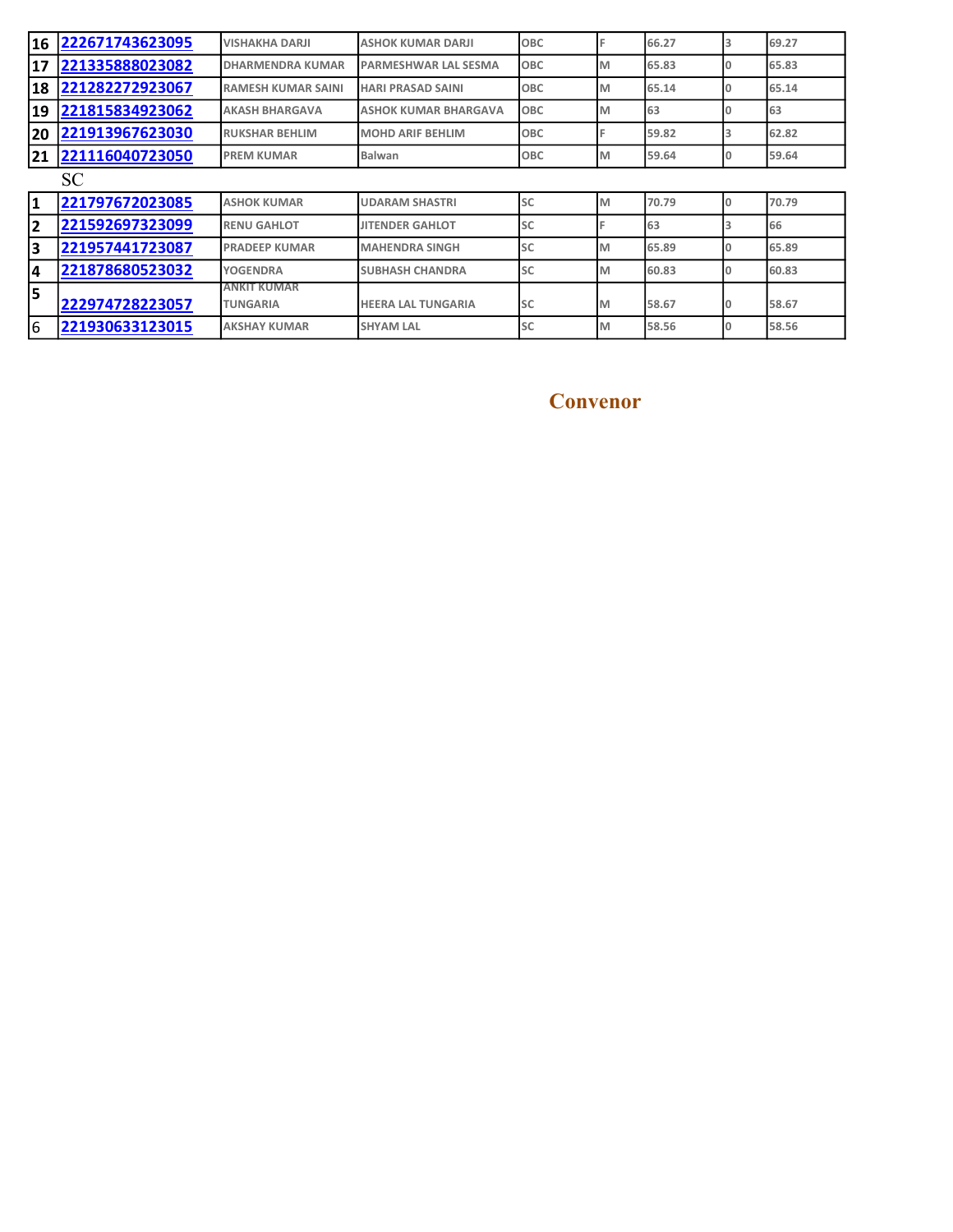| | | | | | | | | |
|---|---|---|---|---|---|---|---|---|
| 16 | 222671743623095 | VISHAKHA DARJI | ASHOK KUMAR DARJI | OBC | F | 66.27 | 3 | 69.27 |
| 17 | 221335888023082 | DHARMENDRA KUMAR | PARMESHWAR LAL SESMA | OBC | M | 65.83 | 0 | 65.83 |
| 18 | 221282272923067 | RAMESH KUMAR SAINI | HARI PRASAD SAINI | OBC | M | 65.14 | 0 | 65.14 |
| 19 | 221815834923062 | AKASH BHARGAVA | ASHOK KUMAR BHARGAVA | OBC | M | 63 | 0 | 63 |
| 20 | 221913967623030 | RUKSHAR BEHLIM | MOHD ARIF BEHLIM | OBC | F | 59.82 | 3 | 62.82 |
| 21 | 221116040723050 | PREM KUMAR | Balwan | OBC | M | 59.64 | 0 | 59.64 |

SC

| | | | | | | | | |
|---|---|---|---|---|---|---|---|---|
| 1 | 221797672023085 | ASHOK KUMAR | UDARAM SHASTRI | SC | M | 70.79 | 0 | 70.79 |
| 2 | 221592697323099 | RENU GAHLOT | JITENDER GAHLOT | SC | F | 63 | 3 | 66 |
| 3 | 221957441723087 | PRADEEP KUMAR | MAHENDRA SINGH | SC | M | 65.89 | 0 | 65.89 |
| 4 | 221878680523032 | YOGENDRA | SUBHASH CHANDRA | SC | M | 60.83 | 0 | 60.83 |
| 5 | 222974728223057 | ANKIT KUMAR TUNGARIA | HEERA LAL TUNGARIA | SC | M | 58.67 | 0 | 58.67 |
| 6 | 221930633123015 | AKSHAY KUMAR | SHYAM LAL | SC | M | 58.56 | 0 | 58.56 |

**Convenor**